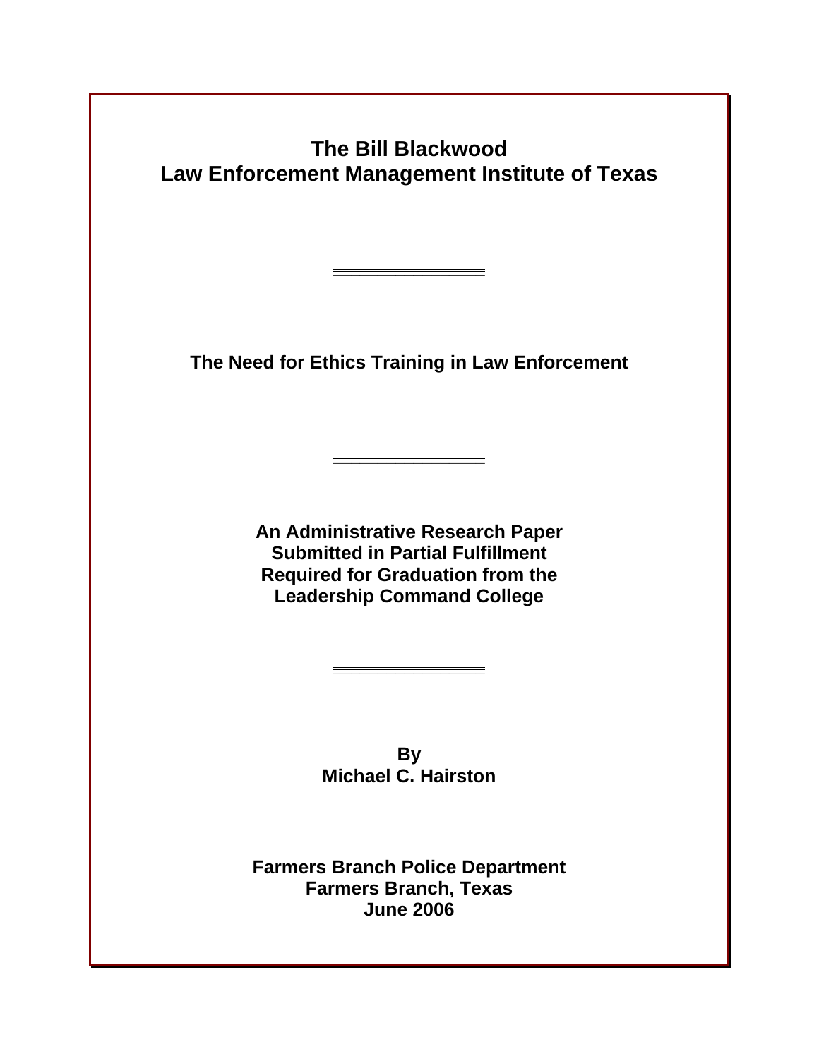# The Bill Blackwood
# Law Enforcement Management Institute of Texas

---

## The Need for Ethics Training in Law Enforcement

---

**An Administrative Research Paper**
**Submitted in Partial Fulfillment**
**Required for Graduation from the**
**Leadership Command College**

---

**By**
**Michael C. Hairston**

**Farmers Branch Police Department**
**Farmers Branch, Texas**
**June 2006**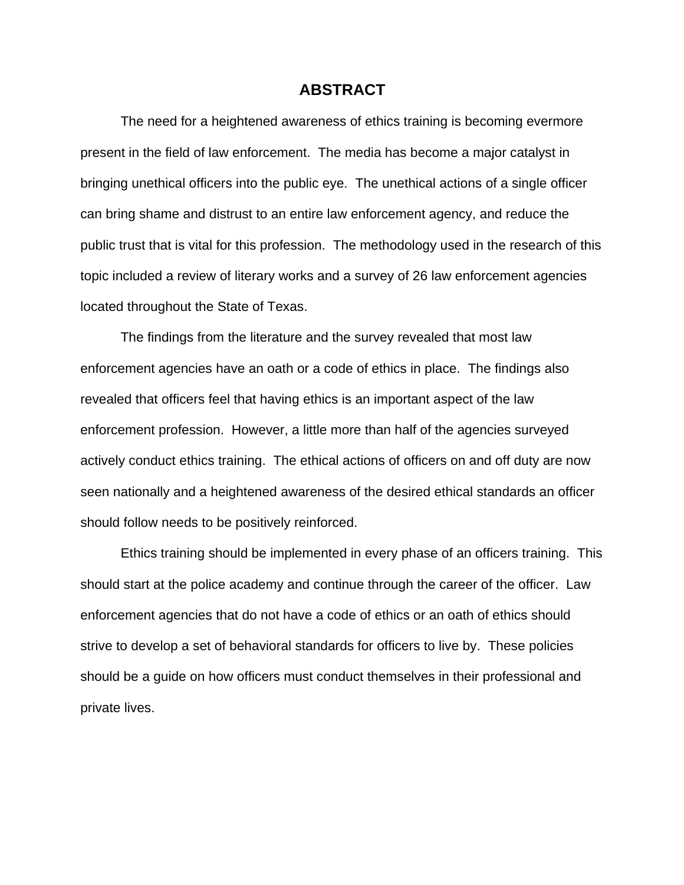# ABSTRACT

The need for a heightened awareness of ethics training is becoming evermore present in the field of law enforcement. The media has become a major catalyst in bringing unethical officers into the public eye. The unethical actions of a single officer can bring shame and distrust to an entire law enforcement agency, and reduce the public trust that is vital for this profession. The methodology used in the research of this topic included a review of literary works and a survey of 26 law enforcement agencies located throughout the State of Texas.

The findings from the literature and the survey revealed that most law enforcement agencies have an oath or a code of ethics in place. The findings also revealed that officers feel that having ethics is an important aspect of the law enforcement profession. However, a little more than half of the agencies surveyed actively conduct ethics training. The ethical actions of officers on and off duty are now seen nationally and a heightened awareness of the desired ethical standards an officer should follow needs to be positively reinforced.

Ethics training should be implemented in every phase of an officers training. This should start at the police academy and continue through the career of the officer. Law enforcement agencies that do not have a code of ethics or an oath of ethics should strive to develop a set of behavioral standards for officers to live by. These policies should be a guide on how officers must conduct themselves in their professional and private lives.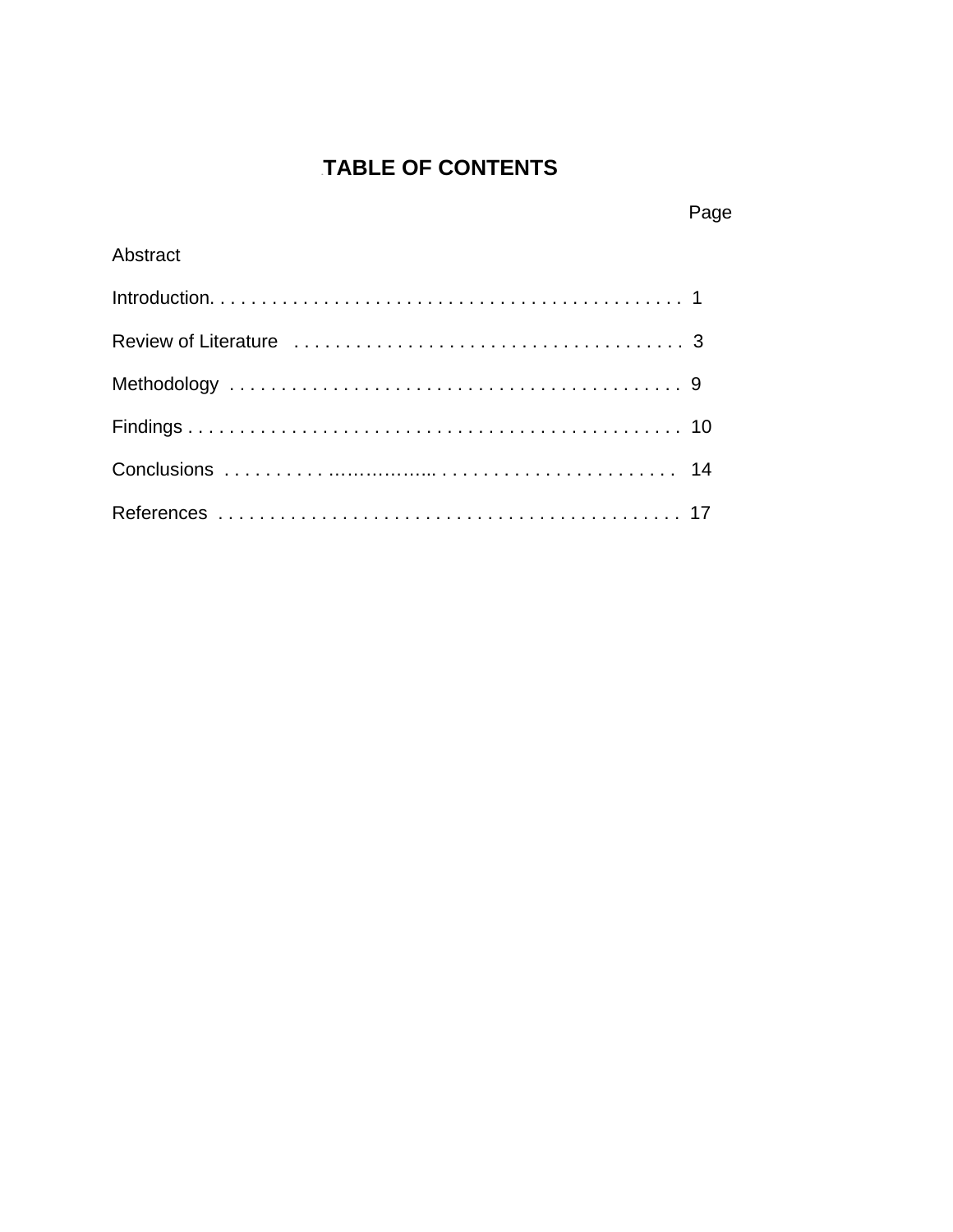# TABLE OF CONTENTS

| | Page |
|---|---|
| Abstract | |
| Introduction | 1 |
| Review of Literature | 3 |
| Methodology | 9 |
| Findings | 10 |
| Conclusions | 14 |
| References | 17 |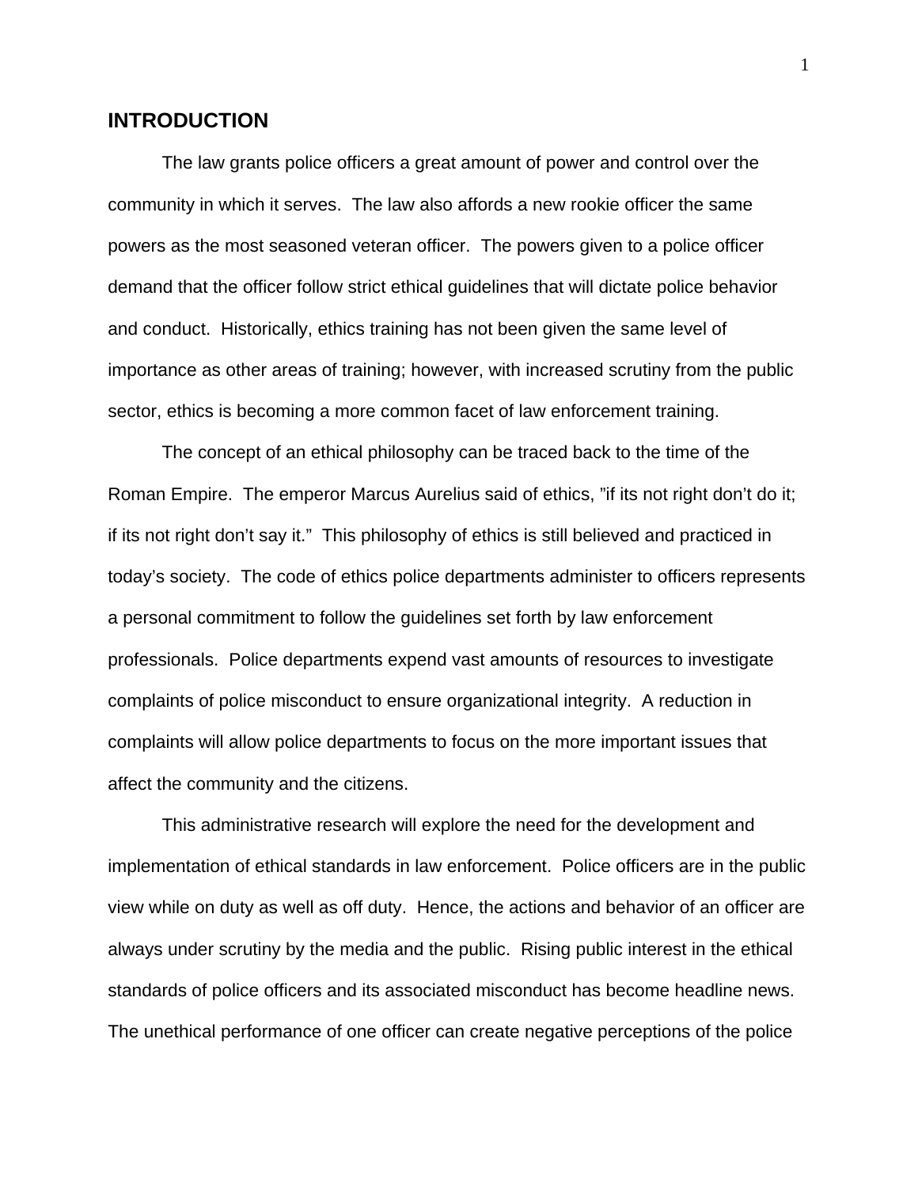## INTRODUCTION

The law grants police officers a great amount of power and control over the community in which it serves. The law also affords a new rookie officer the same powers as the most seasoned veteran officer. The powers given to a police officer demand that the officer follow strict ethical guidelines that will dictate police behavior and conduct. Historically, ethics training has not been given the same level of importance as other areas of training; however, with increased scrutiny from the public sector, ethics is becoming a more common facet of law enforcement training.

The concept of an ethical philosophy can be traced back to the time of the Roman Empire. The emperor Marcus Aurelius said of ethics, "if its not right don't do it; if its not right don't say it." This philosophy of ethics is still believed and practiced in today's society. The code of ethics police departments administer to officers represents a personal commitment to follow the guidelines set forth by law enforcement professionals. Police departments expend vast amounts of resources to investigate complaints of police misconduct to ensure organizational integrity. A reduction in complaints will allow police departments to focus on the more important issues that affect the community and the citizens.

This administrative research will explore the need for the development and implementation of ethical standards in law enforcement. Police officers are in the public view while on duty as well as off duty. Hence, the actions and behavior of an officer are always under scrutiny by the media and the public. Rising public interest in the ethical standards of police officers and its associated misconduct has become headline news. The unethical performance of one officer can create negative perceptions of the police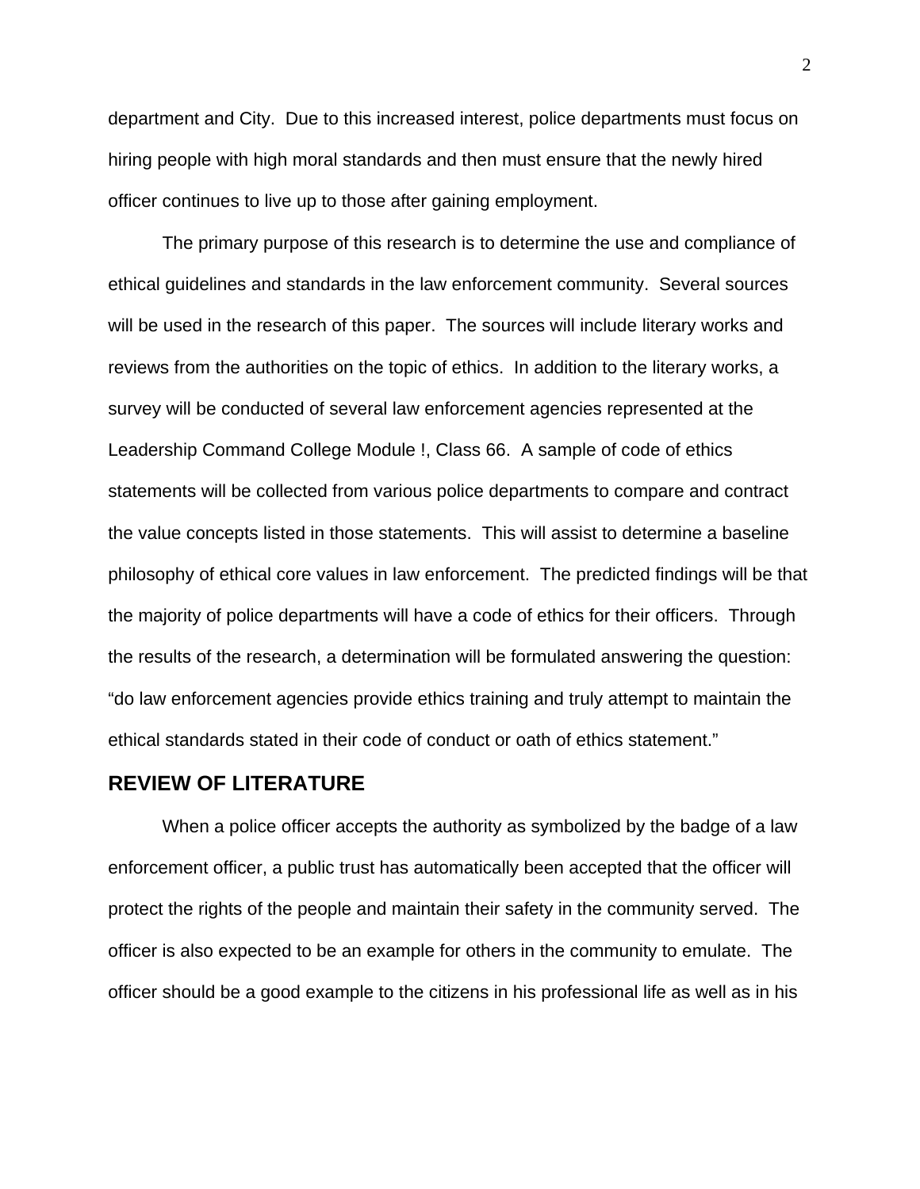department and City.  Due to this increased interest, police departments must focus on hiring people with high moral standards and then must ensure that the newly hired officer continues to live up to those after gaining employment.

The primary purpose of this research is to determine the use and compliance of ethical guidelines and standards in the law enforcement community.  Several sources will be used in the research of this paper.  The sources will include literary works and reviews from the authorities on the topic of ethics.  In addition to the literary works, a survey will be conducted of several law enforcement agencies represented at the Leadership Command College Module !, Class 66.  A sample of code of ethics statements will be collected from various police departments to compare and contract the value concepts listed in those statements.  This will assist to determine a baseline philosophy of ethical core values in law enforcement.  The predicted findings will be that the majority of police departments will have a code of ethics for their officers.  Through the results of the research, a determination will be formulated answering the question: "do law enforcement agencies provide ethics training and truly attempt to maintain the ethical standards stated in their code of conduct or oath of ethics statement."

## REVIEW OF LITERATURE

When a police officer accepts the authority as symbolized by the badge of a law enforcement officer, a public trust has automatically been accepted that the officer will protect the rights of the people and maintain their safety in the community served.  The officer is also expected to be an example for others in the community to emulate.  The officer should be a good example to the citizens in his professional life as well as in his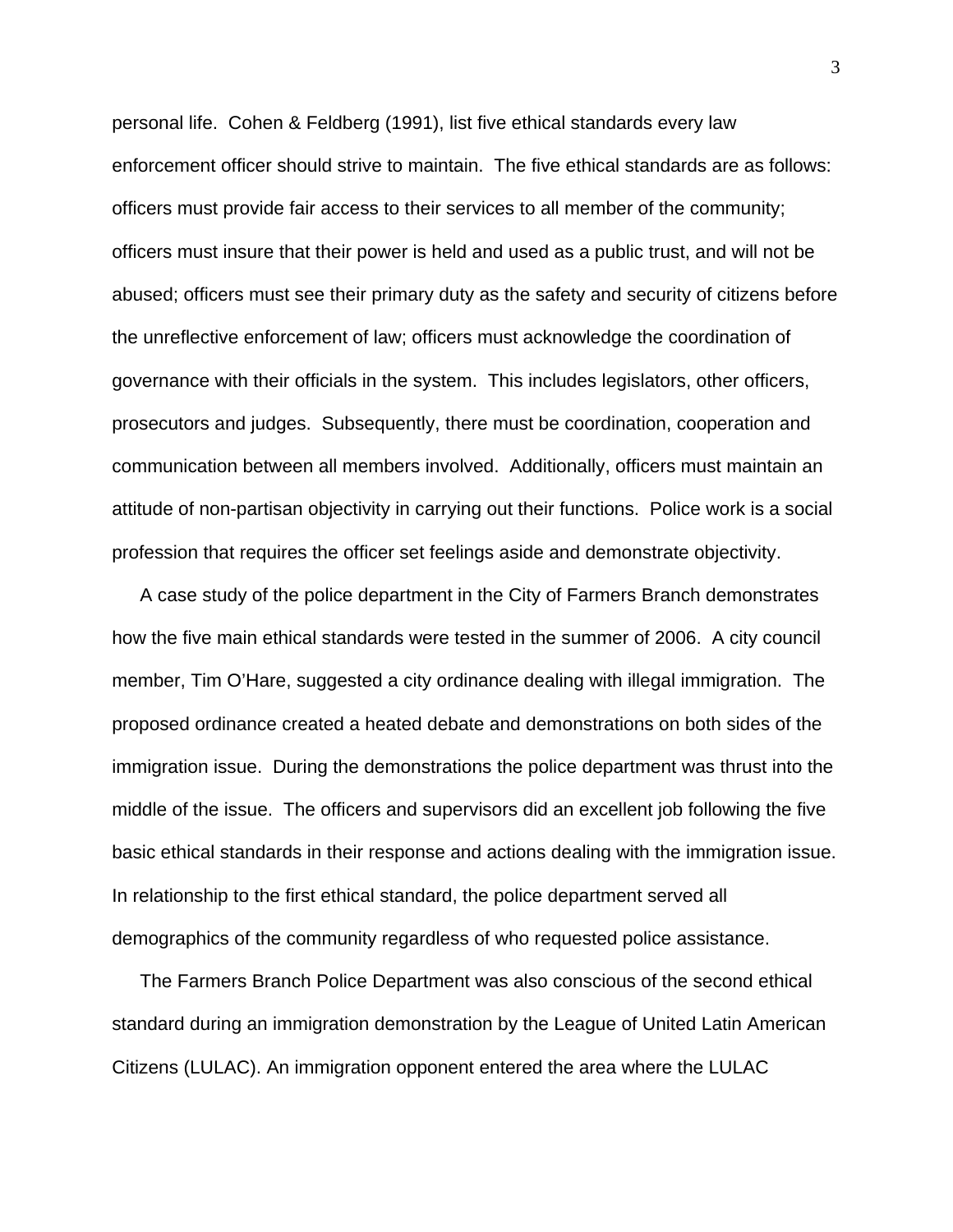personal life. Cohen & Feldberg (1991), list five ethical standards every law enforcement officer should strive to maintain. The five ethical standards are as follows: officers must provide fair access to their services to all member of the community; officers must insure that their power is held and used as a public trust, and will not be abused; officers must see their primary duty as the safety and security of citizens before the unreflective enforcement of law; officers must acknowledge the coordination of governance with their officials in the system. This includes legislators, other officers, prosecutors and judges. Subsequently, there must be coordination, cooperation and communication between all members involved. Additionally, officers must maintain an attitude of non-partisan objectivity in carrying out their functions. Police work is a social profession that requires the officer set feelings aside and demonstrate objectivity.

A case study of the police department in the City of Farmers Branch demonstrates how the five main ethical standards were tested in the summer of 2006. A city council member, Tim O'Hare, suggested a city ordinance dealing with illegal immigration. The proposed ordinance created a heated debate and demonstrations on both sides of the immigration issue. During the demonstrations the police department was thrust into the middle of the issue. The officers and supervisors did an excellent job following the five basic ethical standards in their response and actions dealing with the immigration issue. In relationship to the first ethical standard, the police department served all demographics of the community regardless of who requested police assistance.

The Farmers Branch Police Department was also conscious of the second ethical standard during an immigration demonstration by the League of United Latin American Citizens (LULAC). An immigration opponent entered the area where the LULAC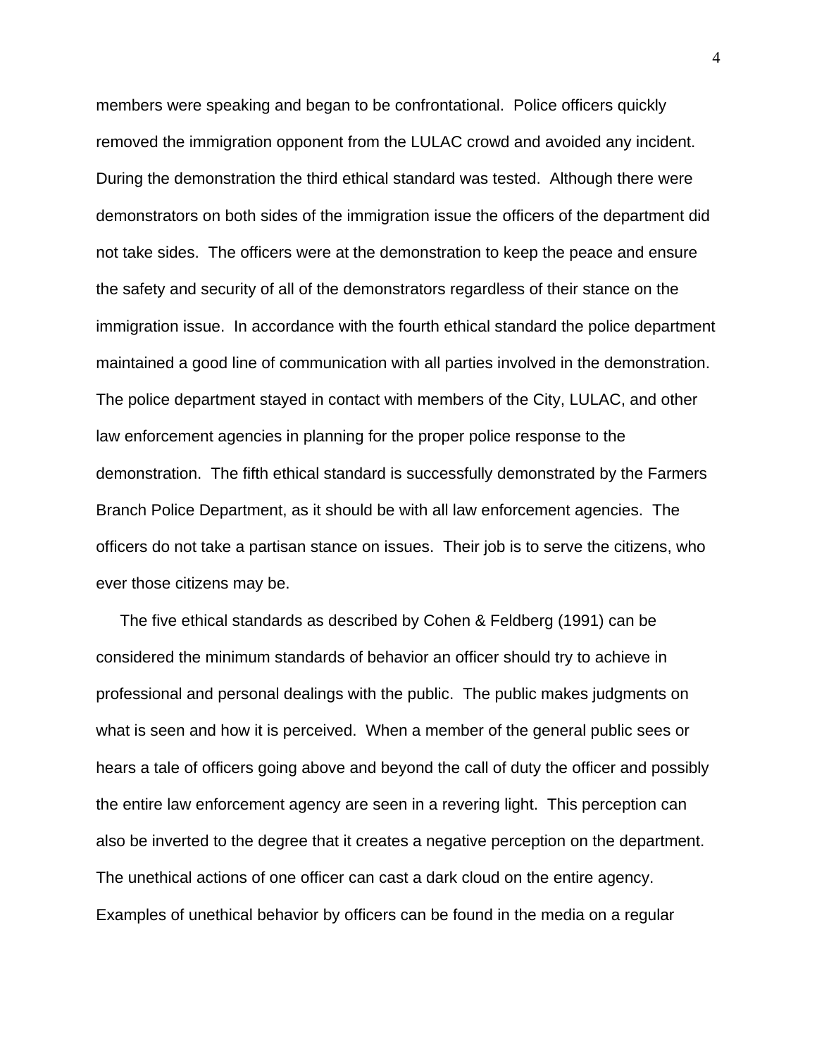members were speaking and began to be confrontational. Police officers quickly removed the immigration opponent from the LULAC crowd and avoided any incident. During the demonstration the third ethical standard was tested. Although there were demonstrators on both sides of the immigration issue the officers of the department did not take sides. The officers were at the demonstration to keep the peace and ensure the safety and security of all of the demonstrators regardless of their stance on the immigration issue. In accordance with the fourth ethical standard the police department maintained a good line of communication with all parties involved in the demonstration. The police department stayed in contact with members of the City, LULAC, and other law enforcement agencies in planning for the proper police response to the demonstration. The fifth ethical standard is successfully demonstrated by the Farmers Branch Police Department, as it should be with all law enforcement agencies. The officers do not take a partisan stance on issues. Their job is to serve the citizens, who ever those citizens may be.

The five ethical standards as described by Cohen & Feldberg (1991) can be considered the minimum standards of behavior an officer should try to achieve in professional and personal dealings with the public. The public makes judgments on what is seen and how it is perceived. When a member of the general public sees or hears a tale of officers going above and beyond the call of duty the officer and possibly the entire law enforcement agency are seen in a revering light. This perception can also be inverted to the degree that it creates a negative perception on the department. The unethical actions of one officer can cast a dark cloud on the entire agency. Examples of unethical behavior by officers can be found in the media on a regular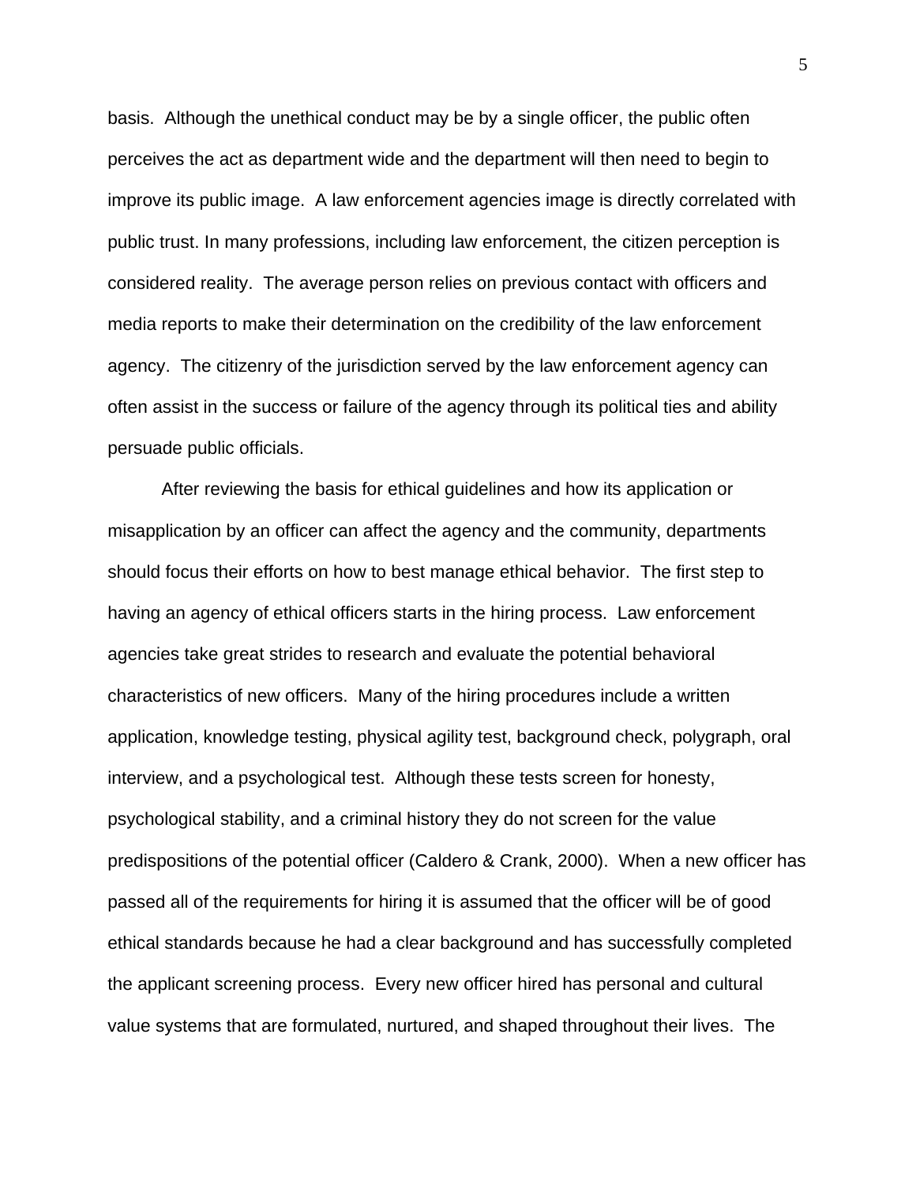basis. Although the unethical conduct may be by a single officer, the public often perceives the act as department wide and the department will then need to begin to improve its public image. A law enforcement agencies image is directly correlated with public trust. In many professions, including law enforcement, the citizen perception is considered reality. The average person relies on previous contact with officers and media reports to make their determination on the credibility of the law enforcement agency. The citizenry of the jurisdiction served by the law enforcement agency can often assist in the success or failure of the agency through its political ties and ability persuade public officials.

After reviewing the basis for ethical guidelines and how its application or misapplication by an officer can affect the agency and the community, departments should focus their efforts on how to best manage ethical behavior. The first step to having an agency of ethical officers starts in the hiring process. Law enforcement agencies take great strides to research and evaluate the potential behavioral characteristics of new officers. Many of the hiring procedures include a written application, knowledge testing, physical agility test, background check, polygraph, oral interview, and a psychological test. Although these tests screen for honesty, psychological stability, and a criminal history they do not screen for the value predispositions of the potential officer (Caldero & Crank, 2000). When a new officer has passed all of the requirements for hiring it is assumed that the officer will be of good ethical standards because he had a clear background and has successfully completed the applicant screening process. Every new officer hired has personal and cultural value systems that are formulated, nurtured, and shaped throughout their lives. The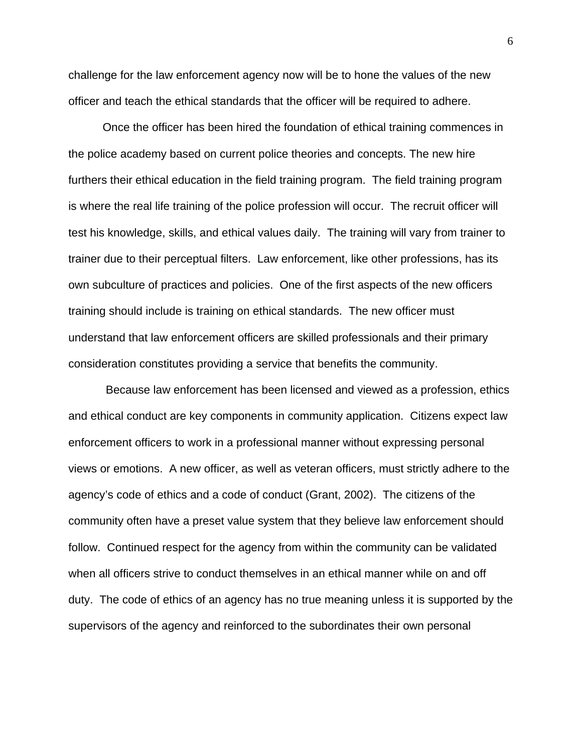challenge for the law enforcement agency now will be to hone the values of the new officer and teach the ethical standards that the officer will be required to adhere.

Once the officer has been hired the foundation of ethical training commences in the police academy based on current police theories and concepts. The new hire furthers their ethical education in the field training program. The field training program is where the real life training of the police profession will occur. The recruit officer will test his knowledge, skills, and ethical values daily. The training will vary from trainer to trainer due to their perceptual filters. Law enforcement, like other professions, has its own subculture of practices and policies. One of the first aspects of the new officers training should include is training on ethical standards. The new officer must understand that law enforcement officers are skilled professionals and their primary consideration constitutes providing a service that benefits the community.

Because law enforcement has been licensed and viewed as a profession, ethics and ethical conduct are key components in community application. Citizens expect law enforcement officers to work in a professional manner without expressing personal views or emotions. A new officer, as well as veteran officers, must strictly adhere to the agency's code of ethics and a code of conduct (Grant, 2002). The citizens of the community often have a preset value system that they believe law enforcement should follow. Continued respect for the agency from within the community can be validated when all officers strive to conduct themselves in an ethical manner while on and off duty. The code of ethics of an agency has no true meaning unless it is supported by the supervisors of the agency and reinforced to the subordinates their own personal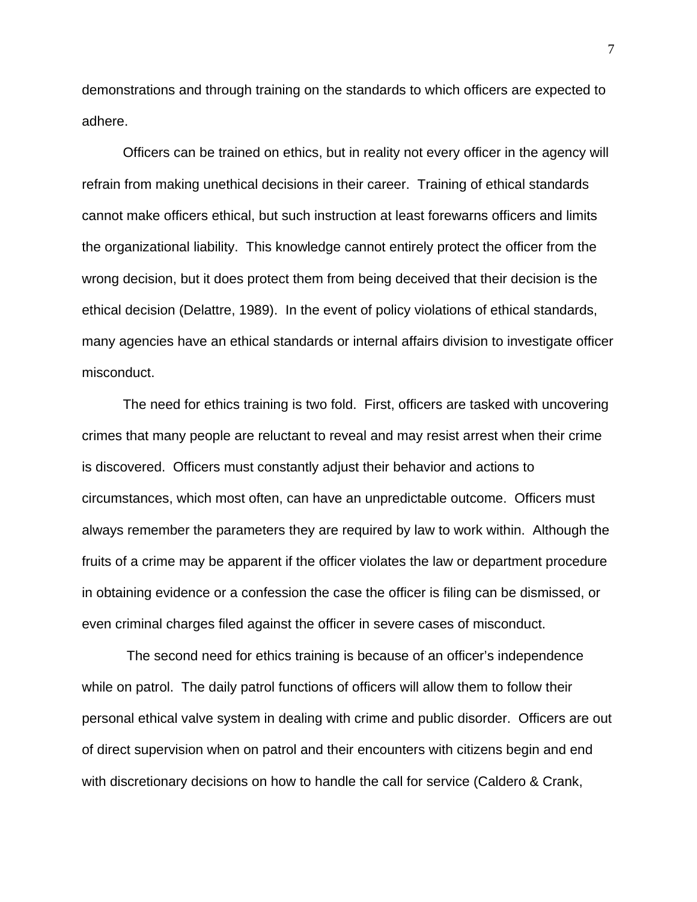demonstrations and through training on the standards to which officers are expected to adhere.

Officers can be trained on ethics, but in reality not every officer in the agency will refrain from making unethical decisions in their career. Training of ethical standards cannot make officers ethical, but such instruction at least forewarns officers and limits the organizational liability. This knowledge cannot entirely protect the officer from the wrong decision, but it does protect them from being deceived that their decision is the ethical decision (Delattre, 1989). In the event of policy violations of ethical standards, many agencies have an ethical standards or internal affairs division to investigate officer misconduct.

The need for ethics training is two fold. First, officers are tasked with uncovering crimes that many people are reluctant to reveal and may resist arrest when their crime is discovered. Officers must constantly adjust their behavior and actions to circumstances, which most often, can have an unpredictable outcome. Officers must always remember the parameters they are required by law to work within. Although the fruits of a crime may be apparent if the officer violates the law or department procedure in obtaining evidence or a confession the case the officer is filing can be dismissed, or even criminal charges filed against the officer in severe cases of misconduct.

The second need for ethics training is because of an officer's independence while on patrol. The daily patrol functions of officers will allow them to follow their personal ethical valve system in dealing with crime and public disorder. Officers are out of direct supervision when on patrol and their encounters with citizens begin and end with discretionary decisions on how to handle the call for service (Caldero & Crank,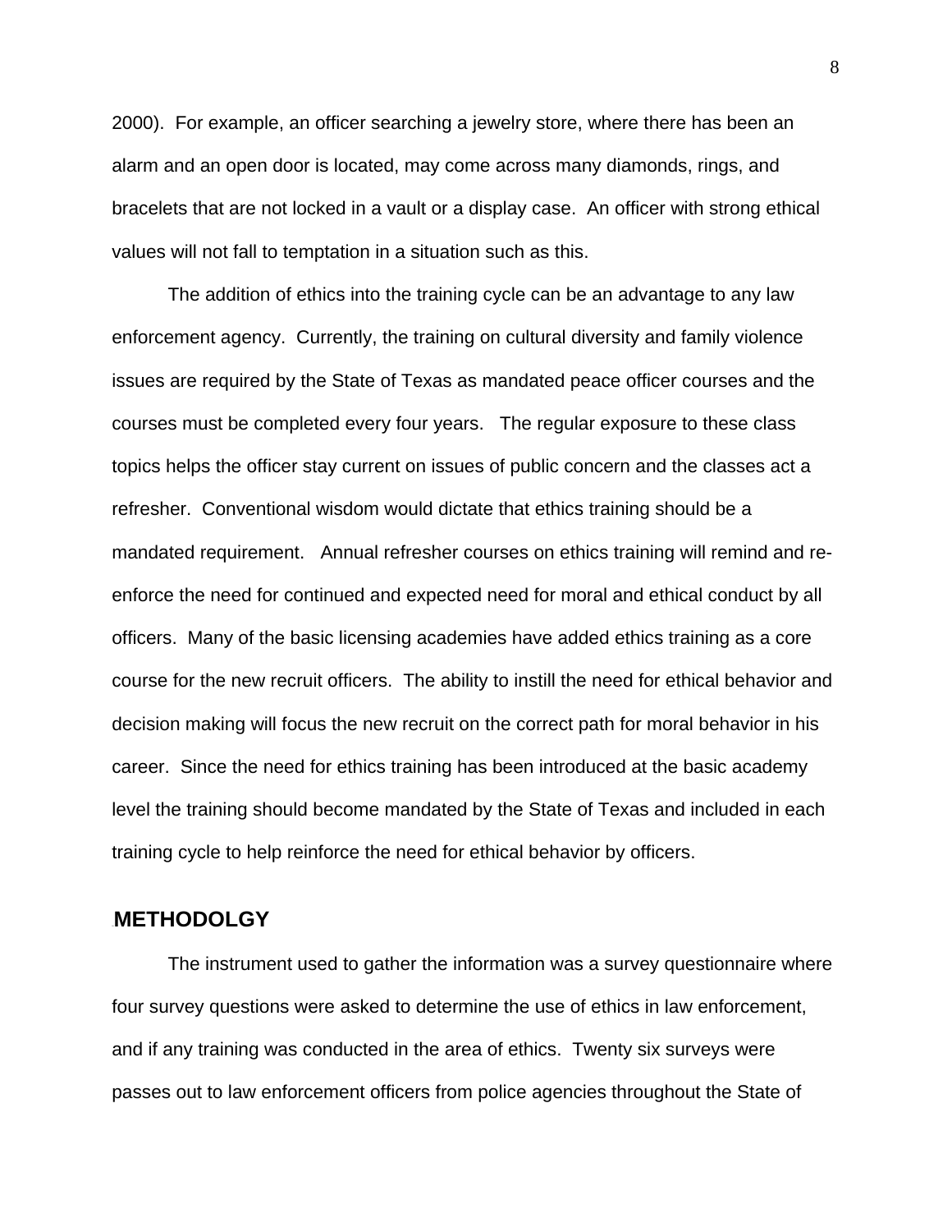2000). For example, an officer searching a jewelry store, where there has been an alarm and an open door is located, may come across many diamonds, rings, and bracelets that are not locked in a vault or a display case. An officer with strong ethical values will not fall to temptation in a situation such as this.

The addition of ethics into the training cycle can be an advantage to any law enforcement agency. Currently, the training on cultural diversity and family violence issues are required by the State of Texas as mandated peace officer courses and the courses must be completed every four years. The regular exposure to these class topics helps the officer stay current on issues of public concern and the classes act a refresher. Conventional wisdom would dictate that ethics training should be a mandated requirement. Annual refresher courses on ethics training will remind and re-enforce the need for continued and expected need for moral and ethical conduct by all officers. Many of the basic licensing academies have added ethics training as a core course for the new recruit officers. The ability to instill the need for ethical behavior and decision making will focus the new recruit on the correct path for moral behavior in his career. Since the need for ethics training has been introduced at the basic academy level the training should become mandated by the State of Texas and included in each training cycle to help reinforce the need for ethical behavior by officers.

## METHODOLGY

The instrument used to gather the information was a survey questionnaire where four survey questions were asked to determine the use of ethics in law enforcement, and if any training was conducted in the area of ethics. Twenty six surveys were passes out to law enforcement officers from police agencies throughout the State of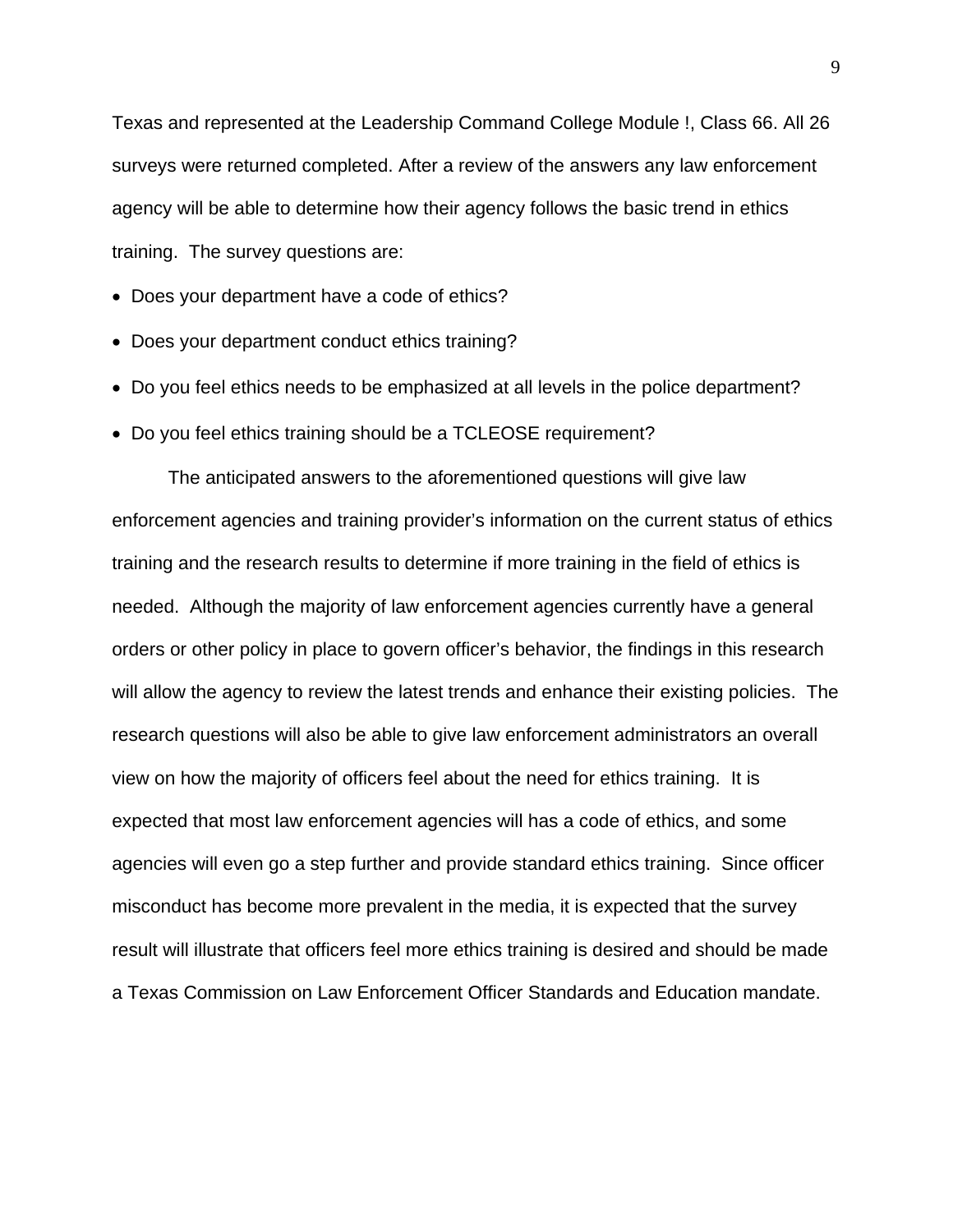Texas and represented at the Leadership Command College Module !, Class 66. All 26 surveys were returned completed. After a review of the answers any law enforcement agency will be able to determine how their agency follows the basic trend in ethics training. The survey questions are:

- Does your department have a code of ethics?
- Does your department conduct ethics training?
- Do you feel ethics needs to be emphasized at all levels in the police department?
- Do you feel ethics training should be a TCLEOSE requirement?

The anticipated answers to the aforementioned questions will give law enforcement agencies and training provider's information on the current status of ethics training and the research results to determine if more training in the field of ethics is needed. Although the majority of law enforcement agencies currently have a general orders or other policy in place to govern officer's behavior, the findings in this research will allow the agency to review the latest trends and enhance their existing policies. The research questions will also be able to give law enforcement administrators an overall view on how the majority of officers feel about the need for ethics training. It is expected that most law enforcement agencies will has a code of ethics, and some agencies will even go a step further and provide standard ethics training. Since officer misconduct has become more prevalent in the media, it is expected that the survey result will illustrate that officers feel more ethics training is desired and should be made a Texas Commission on Law Enforcement Officer Standards and Education mandate.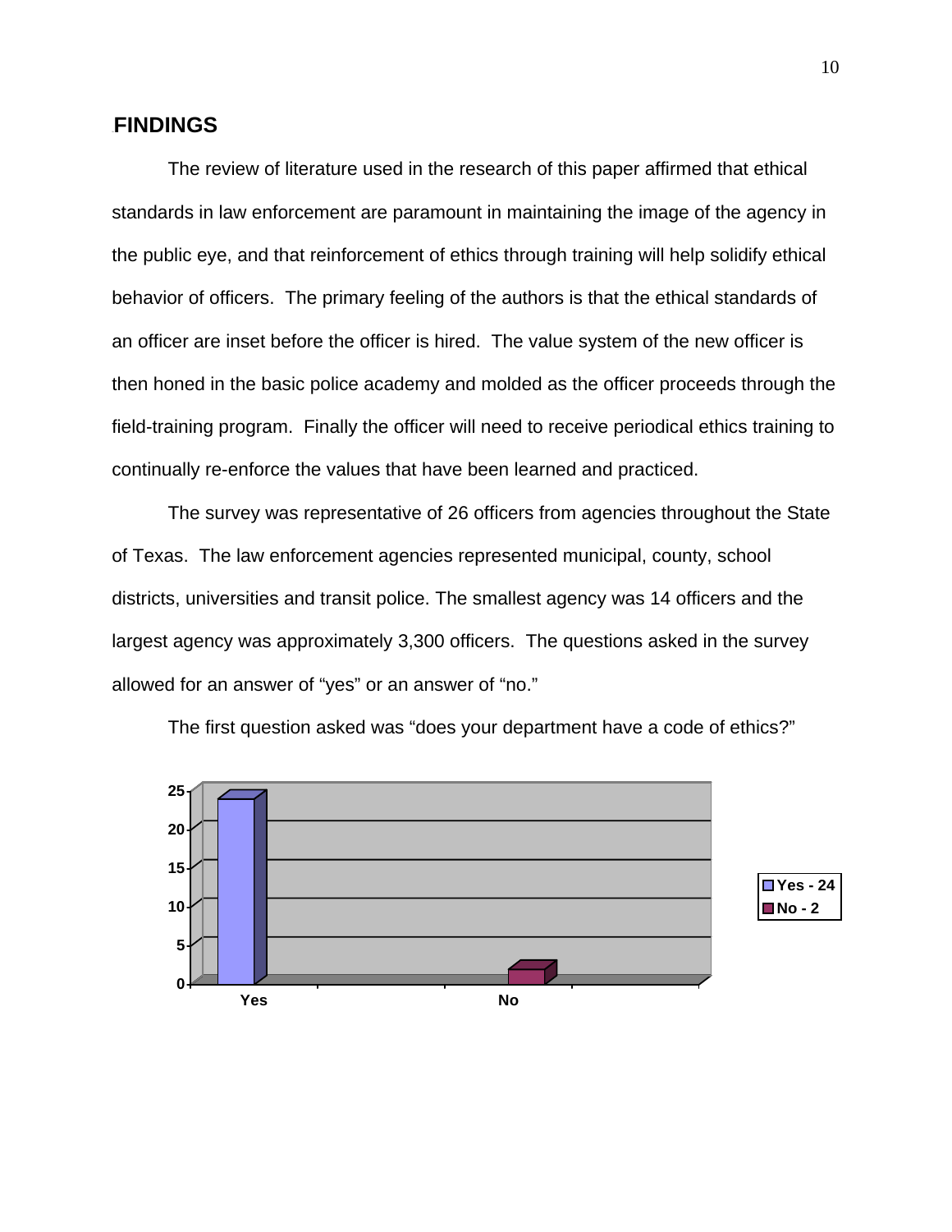## FINDINGS

The review of literature used in the research of this paper affirmed that ethical standards in law enforcement are paramount in maintaining the image of the agency in the public eye, and that reinforcement of ethics through training will help solidify ethical behavior of officers. The primary feeling of the authors is that the ethical standards of an officer are inset before the officer is hired. The value system of the new officer is then honed in the basic police academy and molded as the officer proceeds through the field-training program. Finally the officer will need to receive periodical ethics training to continually re-enforce the values that have been learned and practiced.

The survey was representative of 26 officers from agencies throughout the State of Texas. The law enforcement agencies represented municipal, county, school districts, universities and transit police. The smallest agency was 14 officers and the largest agency was approximately 3,300 officers. The questions asked in the survey allowed for an answer of "yes" or an answer of "no."

The first question asked was "does your department have a code of ethics?"

| Answer | Count |
| --- | --- |
| Yes | 24 |
| No | 2 |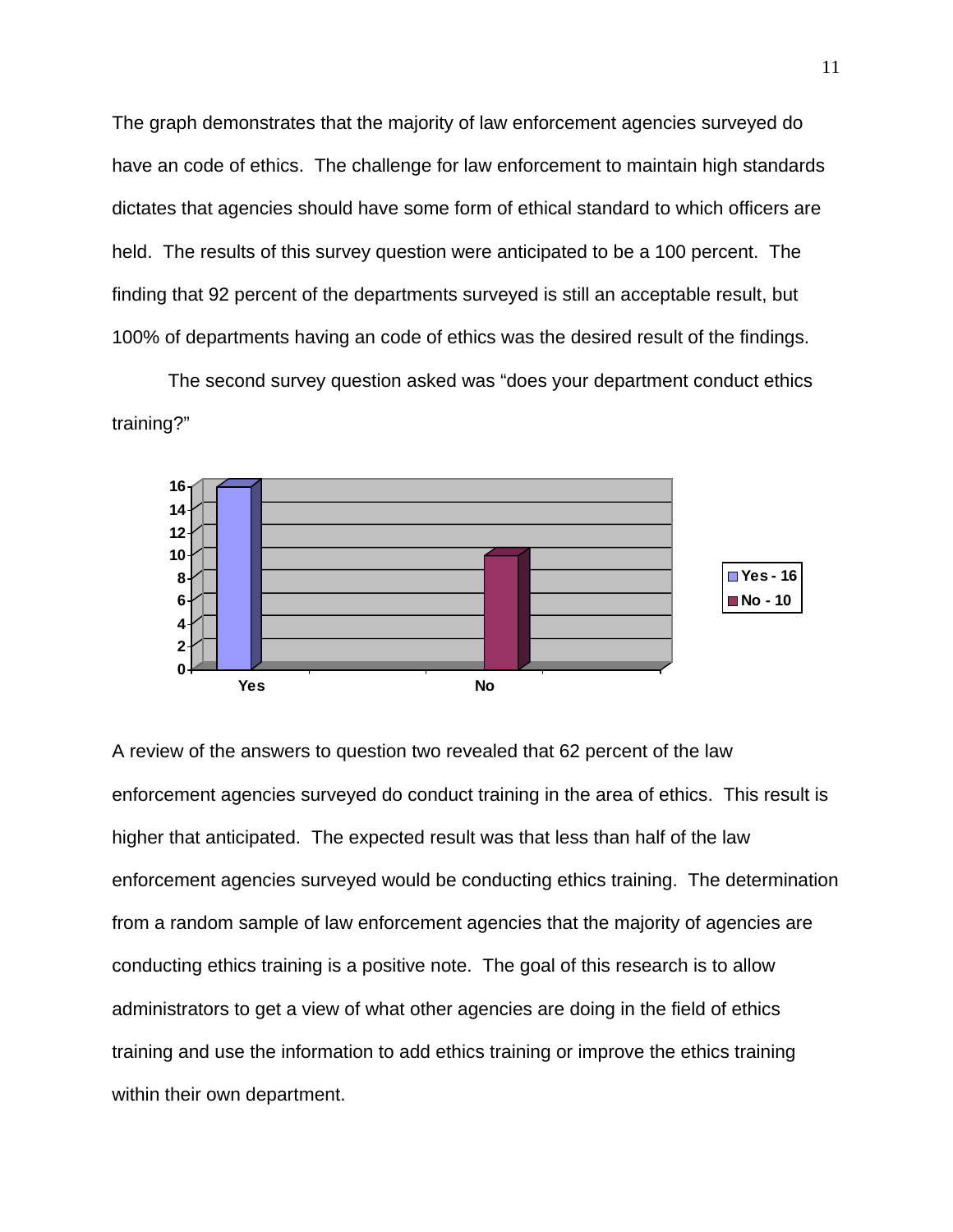The graph demonstrates that the majority of law enforcement agencies surveyed do have an code of ethics. The challenge for law enforcement to maintain high standards dictates that agencies should have some form of ethical standard to which officers are held. The results of this survey question were anticipated to be a 100 percent. The finding that 92 percent of the departments surveyed is still an acceptable result, but 100% of departments having an code of ethics was the desired result of the findings.

The second survey question asked was "does your department conduct ethics training?"

| | Count |
|---|---|
| Yes | 16 |
| No | 10 |

A review of the answers to question two revealed that 62 percent of the law enforcement agencies surveyed do conduct training in the area of ethics. This result is higher that anticipated. The expected result was that less than half of the law enforcement agencies surveyed would be conducting ethics training. The determination from a random sample of law enforcement agencies that the majority of agencies are conducting ethics training is a positive note. The goal of this research is to allow administrators to get a view of what other agencies are doing in the field of ethics training and use the information to add ethics training or improve the ethics training within their own department.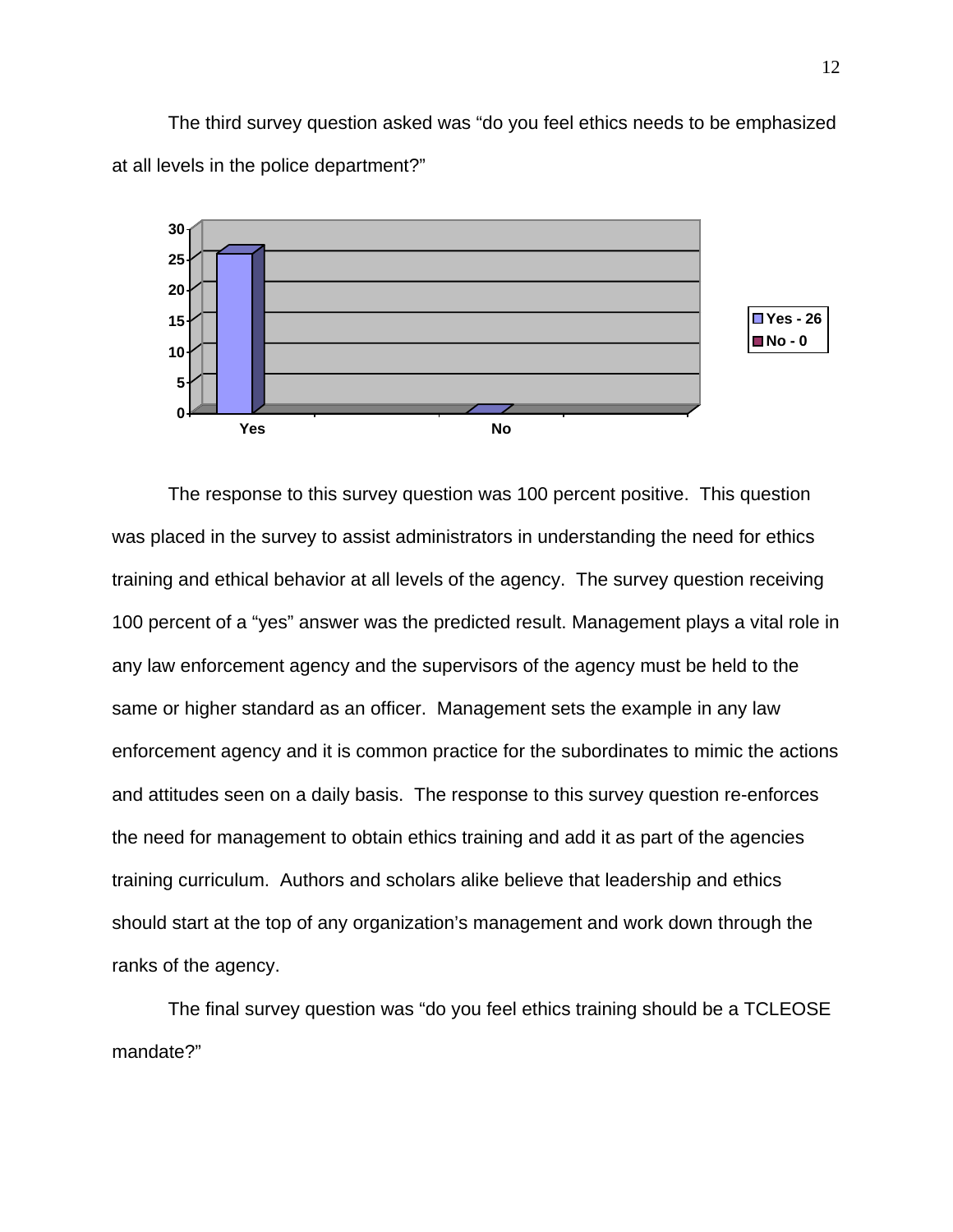The third survey question asked was "do you feel ethics needs to be emphasized at all levels in the police department?"

The response to this survey question was 100 percent positive. This question was placed in the survey to assist administrators in understanding the need for ethics training and ethical behavior at all levels of the agency. The survey question receiving 100 percent of a "yes" answer was the predicted result. Management plays a vital role in any law enforcement agency and the supervisors of the agency must be held to the same or higher standard as an officer. Management sets the example in any law enforcement agency and it is common practice for the subordinates to mimic the actions and attitudes seen on a daily basis. The response to this survey question re-enforces the need for management to obtain ethics training and add it as part of the agencies training curriculum. Authors and scholars alike believe that leadership and ethics should start at the top of any organization's management and work down through the ranks of the agency.

The final survey question was "do you feel ethics training should be a TCLEOSE mandate?"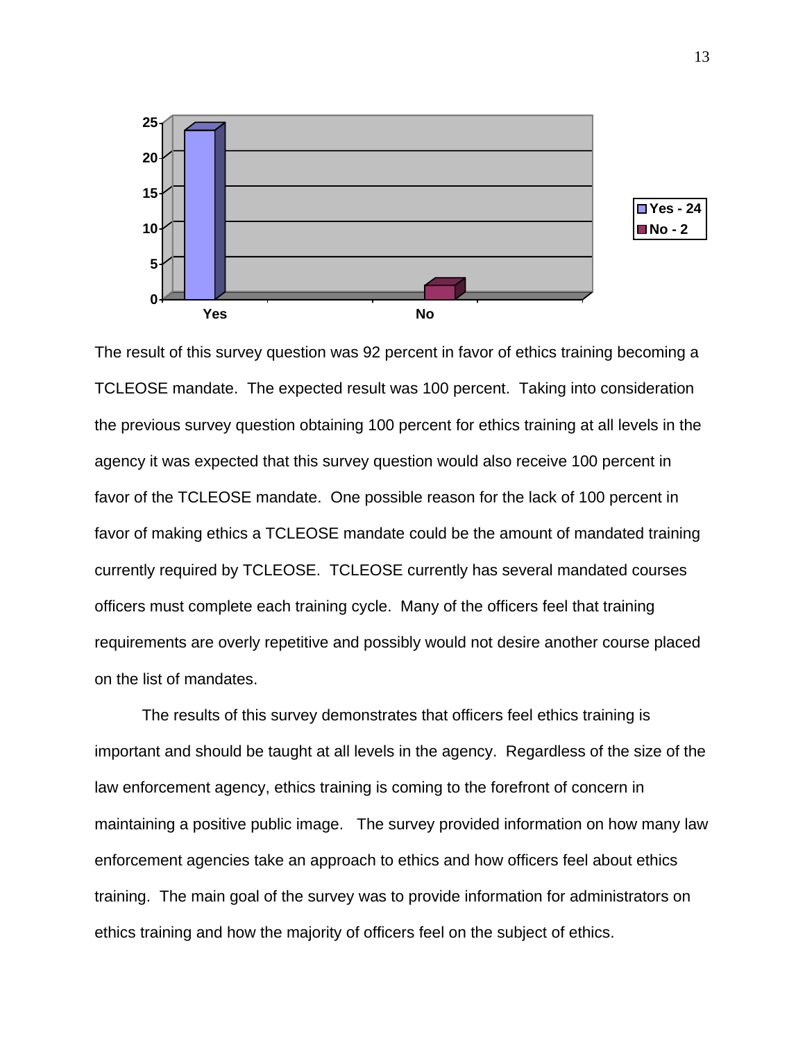The result of this survey question was 92 percent in favor of ethics training becoming a TCLEOSE mandate. The expected result was 100 percent. Taking into consideration the previous survey question obtaining 100 percent for ethics training at all levels in the agency it was expected that this survey question would also receive 100 percent in favor of the TCLEOSE mandate. One possible reason for the lack of 100 percent in favor of making ethics a TCLEOSE mandate could be the amount of mandated training currently required by TCLEOSE. TCLEOSE currently has several mandated courses officers must complete each training cycle. Many of the officers feel that training requirements are overly repetitive and possibly would not desire another course placed on the list of mandates.

The results of this survey demonstrates that officers feel ethics training is important and should be taught at all levels in the agency. Regardless of the size of the law enforcement agency, ethics training is coming to the forefront of concern in maintaining a positive public image. The survey provided information on how many law enforcement agencies take an approach to ethics and how officers feel about ethics training. The main goal of the survey was to provide information for administrators on ethics training and how the majority of officers feel on the subject of ethics.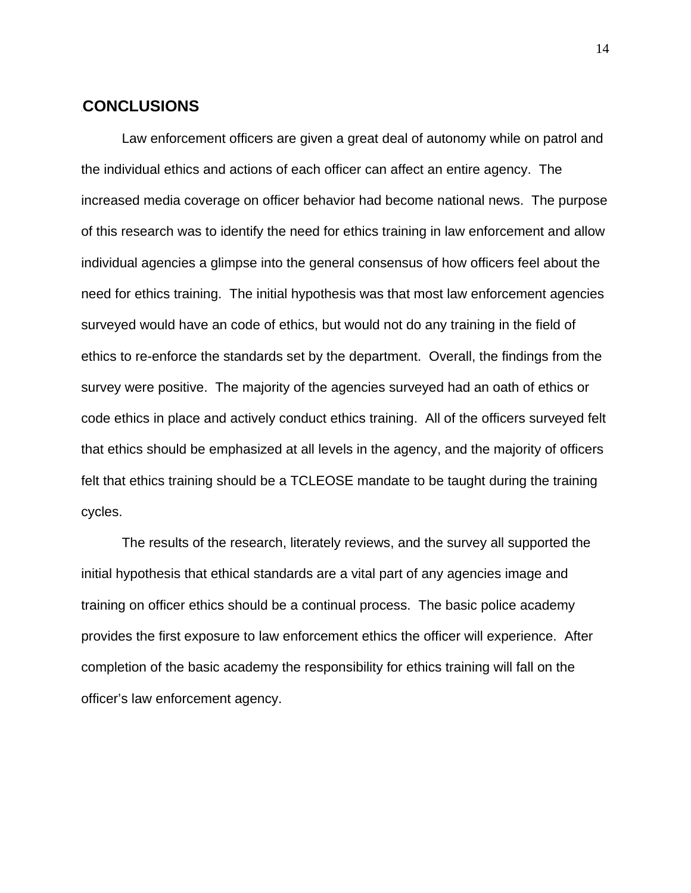## CONCLUSIONS

Law enforcement officers are given a great deal of autonomy while on patrol and the individual ethics and actions of each officer can affect an entire agency. The increased media coverage on officer behavior had become national news. The purpose of this research was to identify the need for ethics training in law enforcement and allow individual agencies a glimpse into the general consensus of how officers feel about the need for ethics training. The initial hypothesis was that most law enforcement agencies surveyed would have an code of ethics, but would not do any training in the field of ethics to re-enforce the standards set by the department. Overall, the findings from the survey were positive. The majority of the agencies surveyed had an oath of ethics or code ethics in place and actively conduct ethics training. All of the officers surveyed felt that ethics should be emphasized at all levels in the agency, and the majority of officers felt that ethics training should be a TCLEOSE mandate to be taught during the training cycles.

The results of the research, literately reviews, and the survey all supported the initial hypothesis that ethical standards are a vital part of any agencies image and training on officer ethics should be a continual process. The basic police academy provides the first exposure to law enforcement ethics the officer will experience. After completion of the basic academy the responsibility for ethics training will fall on the officer's law enforcement agency.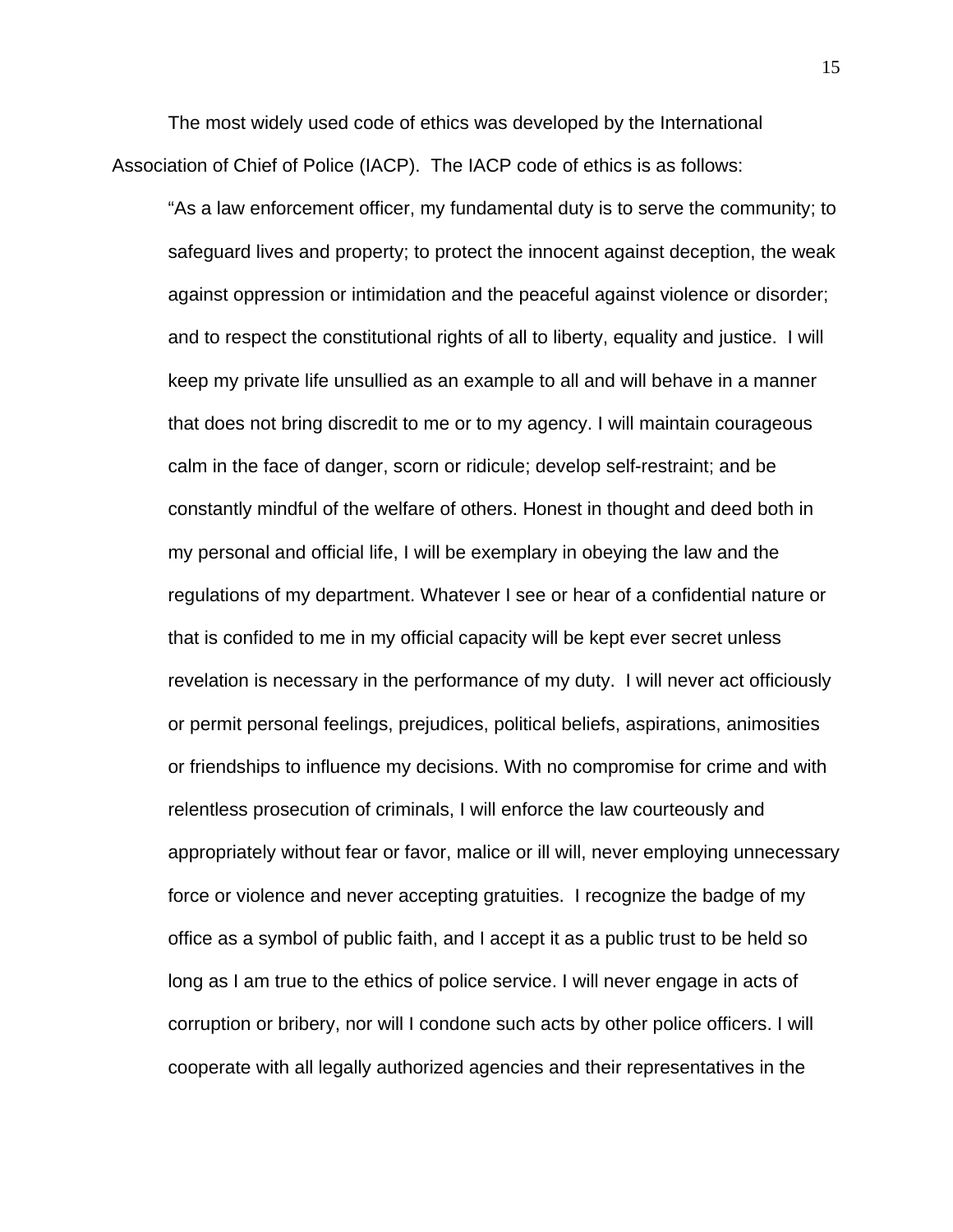The most widely used code of ethics was developed by the International Association of Chief of Police (IACP). The IACP code of ethics is as follows:

> "As a law enforcement officer, my fundamental duty is to serve the community; to safeguard lives and property; to protect the innocent against deception, the weak against oppression or intimidation and the peaceful against violence or disorder; and to respect the constitutional rights of all to liberty, equality and justice. I will keep my private life unsullied as an example to all and will behave in a manner that does not bring discredit to me or to my agency. I will maintain courageous calm in the face of danger, scorn or ridicule; develop self-restraint; and be constantly mindful of the welfare of others. Honest in thought and deed both in my personal and official life, I will be exemplary in obeying the law and the regulations of my department. Whatever I see or hear of a confidential nature or that is confided to me in my official capacity will be kept ever secret unless revelation is necessary in the performance of my duty. I will never act officiously or permit personal feelings, prejudices, political beliefs, aspirations, animosities or friendships to influence my decisions. With no compromise for crime and with relentless prosecution of criminals, I will enforce the law courteously and appropriately without fear or favor, malice or ill will, never employing unnecessary force or violence and never accepting gratuities. I recognize the badge of my office as a symbol of public faith, and I accept it as a public trust to be held so long as I am true to the ethics of police service. I will never engage in acts of corruption or bribery, nor will I condone such acts by other police officers. I will cooperate with all legally authorized agencies and their representatives in the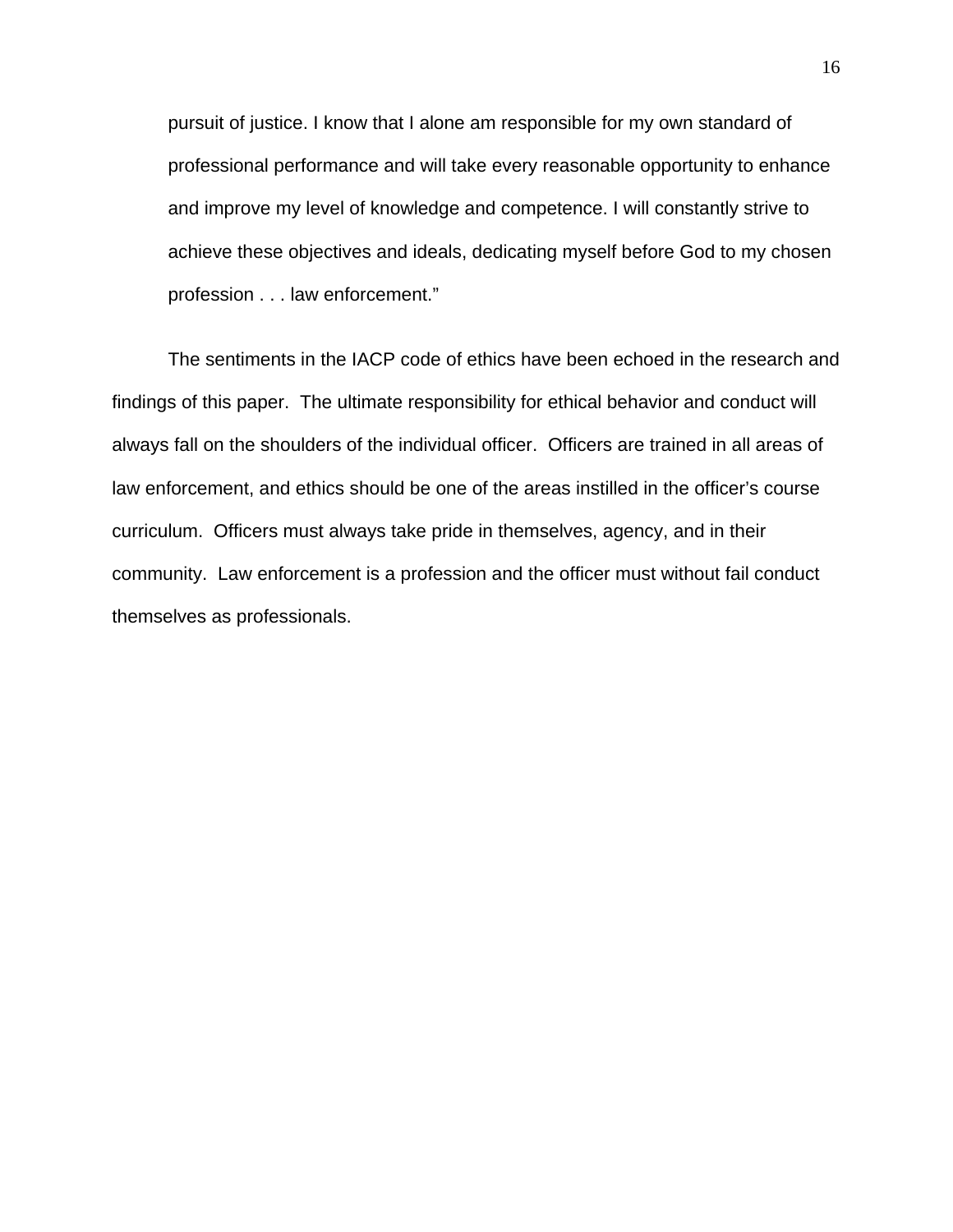> pursuit of justice. I know that I alone am responsible for my own standard of professional performance and will take every reasonable opportunity to enhance and improve my level of knowledge and competence. I will constantly strive to achieve these objectives and ideals, dedicating myself before God to my chosen profession . . . law enforcement."

The sentiments in the IACP code of ethics have been echoed in the research and findings of this paper. The ultimate responsibility for ethical behavior and conduct will always fall on the shoulders of the individual officer. Officers are trained in all areas of law enforcement, and ethics should be one of the areas instilled in the officer's course curriculum. Officers must always take pride in themselves, agency, and in their community. Law enforcement is a profession and the officer must without fail conduct themselves as professionals.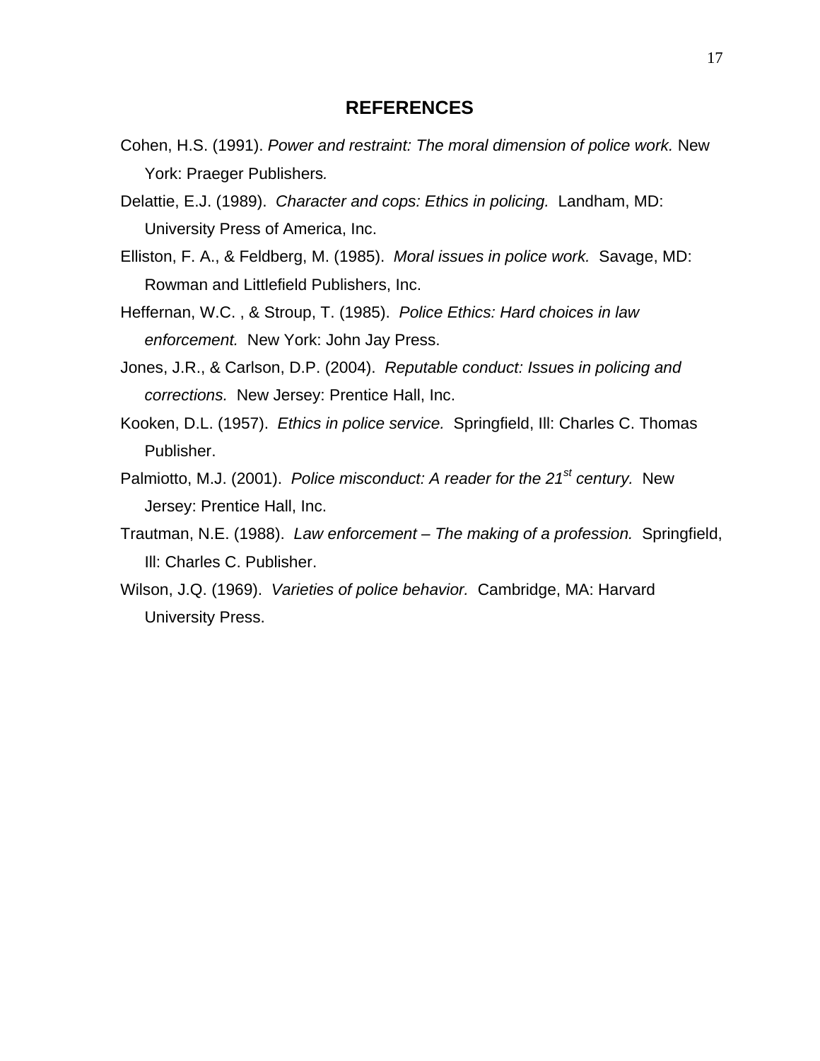## REFERENCES

Cohen, H.S. (1991). *Power and restraint: The moral dimension of police work.* New York: Praeger Publishers*.*

Delattie, E.J. (1989). *Character and cops: Ethics in policing.* Landham, MD: University Press of America, Inc.

Elliston, F. A., & Feldberg, M. (1985). *Moral issues in police work.* Savage, MD: Rowman and Littlefield Publishers, Inc.

Heffernan, W.C. , & Stroup, T. (1985). *Police Ethics: Hard choices in law enforcement.* New York: John Jay Press.

Jones, J.R., & Carlson, D.P. (2004). *Reputable conduct: Issues in policing and corrections.* New Jersey: Prentice Hall, Inc.

Kooken, D.L. (1957). *Ethics in police service.* Springfield, Ill: Charles C. Thomas Publisher.

Palmiotto, M.J. (2001). *Police misconduct: A reader for the 21st century.* New Jersey: Prentice Hall, Inc.

Trautman, N.E. (1988). *Law enforcement – The making of a profession.* Springfield, Ill: Charles C. Publisher.

Wilson, J.Q. (1969). *Varieties of police behavior.* Cambridge, MA: Harvard University Press.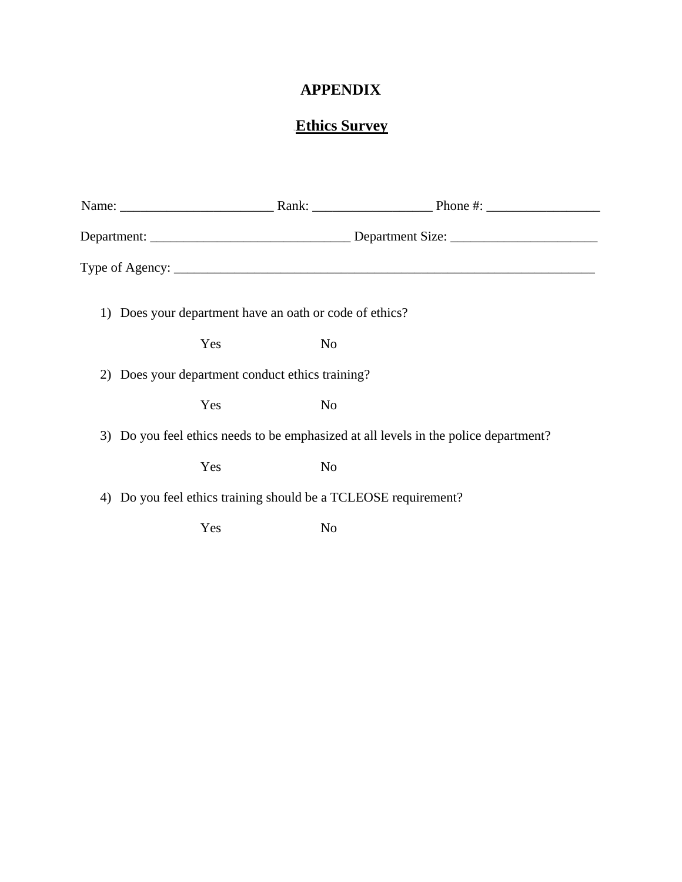# APPENDIX

## Ethics Survey

Name: _______________________ Rank: __________________ Phone #: _________________

Department: ______________________________ Department Size: ______________________

Type of Agency: _________________________________________________________________

1) Does your department have an oath or code of ethics?

   Yes  No

2) Does your department conduct ethics training?

   Yes  No

3) Do you feel ethics needs to be emphasized at all levels in the police department?

   Yes  No

4) Do you feel ethics training should be a TCLEOSE requirement?

   Yes  No